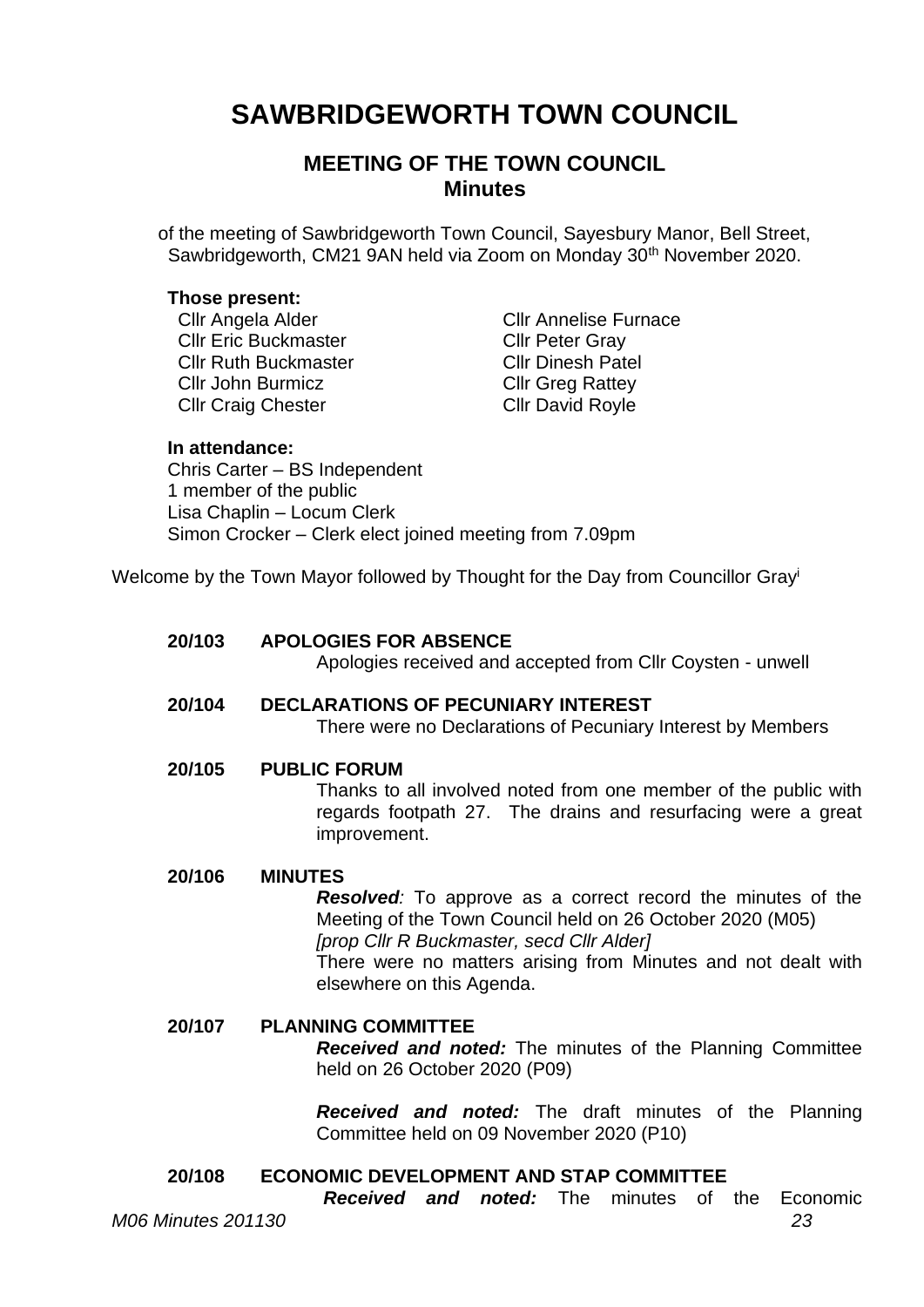# SAWBRIDGEWORTH TOWN COUNCIL

## MEETING OF THE TOWN COUNCIL
## Minutes

of the meeting of Sawbridgeworth Town Council, Sayesbury Manor, Bell Street, Sawbridgeworth, CM21 9AN held via Zoom on Monday 30th November 2020.

**Those present:**

Cllr Angela Alder
Cllr Eric Buckmaster
Cllr Ruth Buckmaster
Cllr John Burmicz
Cllr Craig Chester
Cllr Annelise Furnace
Cllr Peter Gray
Cllr Dinesh Patel
Cllr Greg Rattey
Cllr David Royle

**In attendance:**

Chris Carter – BS Independent
1 member of the public
Lisa Chaplin – Locum Clerk
Simon Crocker – Clerk elect joined meeting from 7.09pm

Welcome by the Town Mayor followed by Thought for the Day from Councillor Gray[i]

**20/103 APOLOGIES FOR ABSENCE**

Apologies received and accepted from Cllr Coysten - unwell

**20/104 DECLARATIONS OF PECUNIARY INTEREST**

There were no Declarations of Pecuniary Interest by Members

**20/105 PUBLIC FORUM**

Thanks to all involved noted from one member of the public with regards footpath 27. The drains and resurfacing were a great improvement.

**20/106 MINUTES**

***Resolved****:* To approve as a correct record the minutes of the Meeting of the Town Council held on 26 October 2020 (M05)
*[prop Cllr R Buckmaster, secd Cllr Alder]*
There were no matters arising from Minutes and not dealt with elsewhere on this Agenda.

**20/107 PLANNING COMMITTEE**

***Received and noted:*** The minutes of the Planning Committee held on 26 October 2020 (P09)

***Received and noted:*** The draft minutes of the Planning Committee held on 09 November 2020 (P10)

**20/108 ECONOMIC DEVELOPMENT AND STAP COMMITTEE**

***Received and noted:*** The minutes of the Economic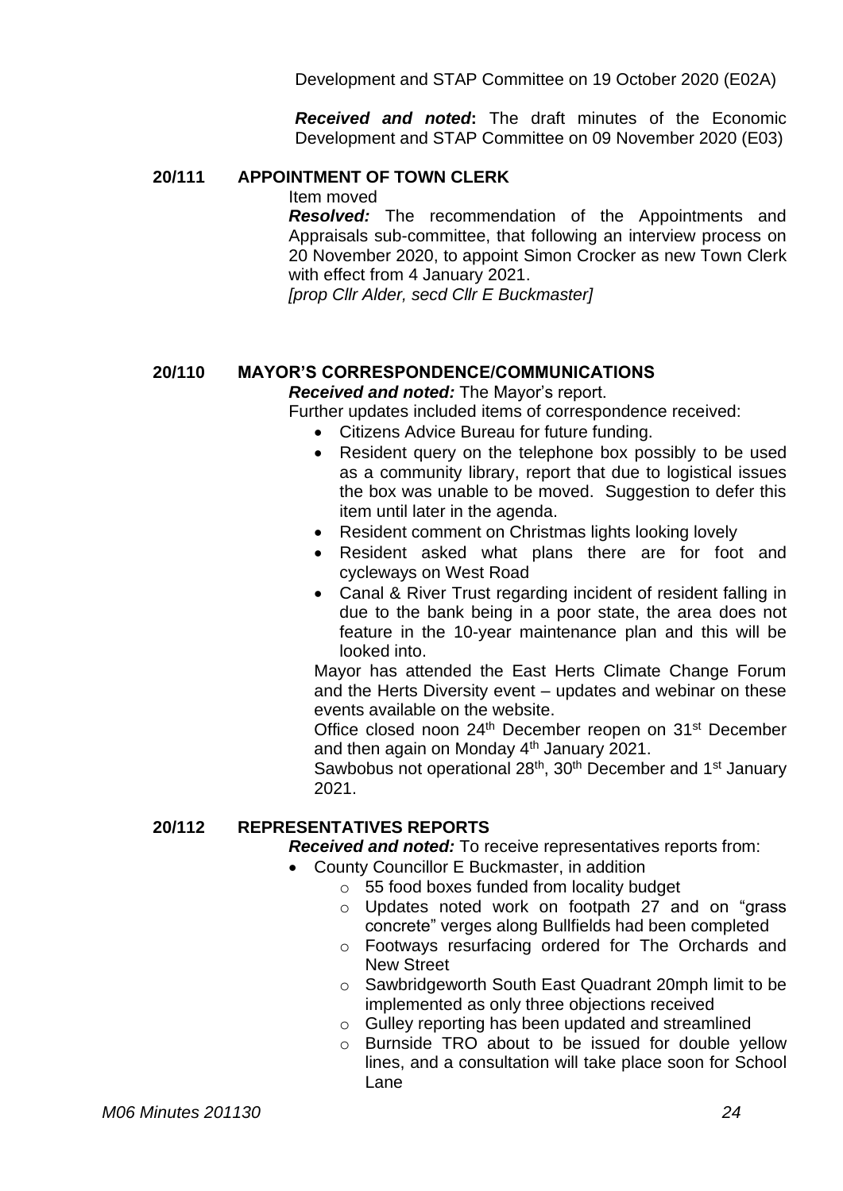Development and STAP Committee on 19 October 2020 (E02A)

***Received and noted*:** The draft minutes of the Economic Development and STAP Committee on 09 November 2020 (E03)

**20/111 APPOINTMENT OF TOWN CLERK**

Item moved

***Resolved:*** The recommendation of the Appointments and Appraisals sub-committee, that following an interview process on 20 November 2020, to appoint Simon Crocker as new Town Clerk with effect from 4 January 2021.

*[prop Cllr Alder, secd Cllr E Buckmaster]*

**20/110 MAYOR'S CORRESPONDENCE/COMMUNICATIONS**

***Received and noted:*** The Mayor's report.

Further updates included items of correspondence received:

- Citizens Advice Bureau for future funding.
- Resident query on the telephone box possibly to be used as a community library, report that due to logistical issues the box was unable to be moved. Suggestion to defer this item until later in the agenda.
- Resident comment on Christmas lights looking lovely
- Resident asked what plans there are for foot and cycleways on West Road
- Canal & River Trust regarding incident of resident falling in due to the bank being in a poor state, the area does not feature in the 10-year maintenance plan and this will be looked into.

Mayor has attended the East Herts Climate Change Forum and the Herts Diversity event – updates and webinar on these events available on the website.

Office closed noon 24th December reopen on 31st December and then again on Monday 4th January 2021.

Sawbobus not operational 28th, 30th December and 1st January 2021.

**20/112 REPRESENTATIVES REPORTS**

***Received and noted:*** To receive representatives reports from:

- County Councillor E Buckmaster, in addition
  - 55 food boxes funded from locality budget
  - Updates noted work on footpath 27 and on "grass concrete" verges along Bullfields had been completed
  - Footways resurfacing ordered for The Orchards and New Street
  - Sawbridgeworth South East Quadrant 20mph limit to be implemented as only three objections received
  - Gulley reporting has been updated and streamlined
  - Burnside TRO about to be issued for double yellow lines, and a consultation will take place soon for School Lane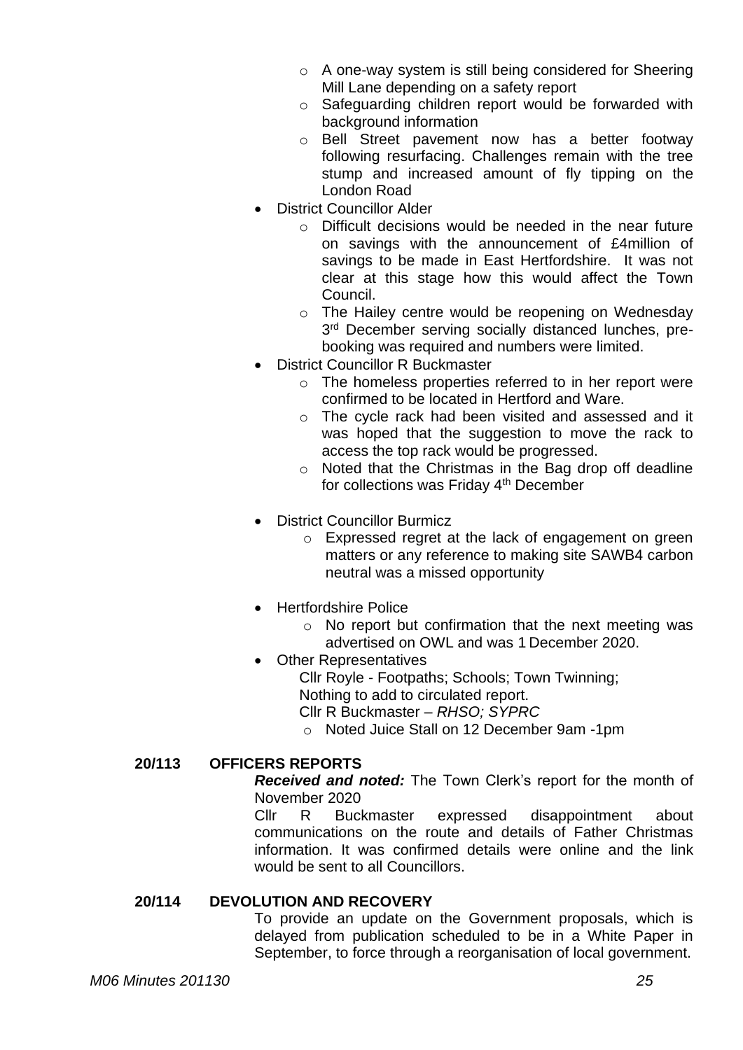- A one-way system is still being considered for Sheering Mill Lane depending on a safety report
   - Safeguarding children report would be forwarded with background information
   - Bell Street pavement now has a better footway following resurfacing. Challenges remain with the tree stump and increased amount of fly tipping on the London Road
- District Councillor Alder
   - Difficult decisions would be needed in the near future on savings with the announcement of £4million of savings to be made in East Hertfordshire. It was not clear at this stage how this would affect the Town Council.
   - The Hailey centre would be reopening on Wednesday 3rd December serving socially distanced lunches, pre-booking was required and numbers were limited.
- District Councillor R Buckmaster
   - The homeless properties referred to in her report were confirmed to be located in Hertford and Ware.
   - The cycle rack had been visited and assessed and it was hoped that the suggestion to move the rack to access the top rack would be progressed.
   - Noted that the Christmas in the Bag drop off deadline for collections was Friday 4th December
- District Councillor Burmicz
   - Expressed regret at the lack of engagement on green matters or any reference to making site SAWB4 carbon neutral was a missed opportunity
- Hertfordshire Police
   - No report but confirmation that the next meeting was advertised on OWL and was 1 December 2020.
- Other Representatives

  Cllr Royle - Footpaths; Schools; Town Twinning;
  Nothing to add to circulated report.
  Cllr R Buckmaster – *RHSO; SYPRC*
   - Noted Juice Stall on 12 December 9am -1pm

**20/113 OFFICERS REPORTS**

***Received and noted:*** The Town Clerk's report for the month of November 2020

Cllr R Buckmaster expressed disappointment about communications on the route and details of Father Christmas information. It was confirmed details were online and the link would be sent to all Councillors.

**20/114 DEVOLUTION AND RECOVERY**

To provide an update on the Government proposals, which is delayed from publication scheduled to be in a White Paper in September, to force through a reorganisation of local government.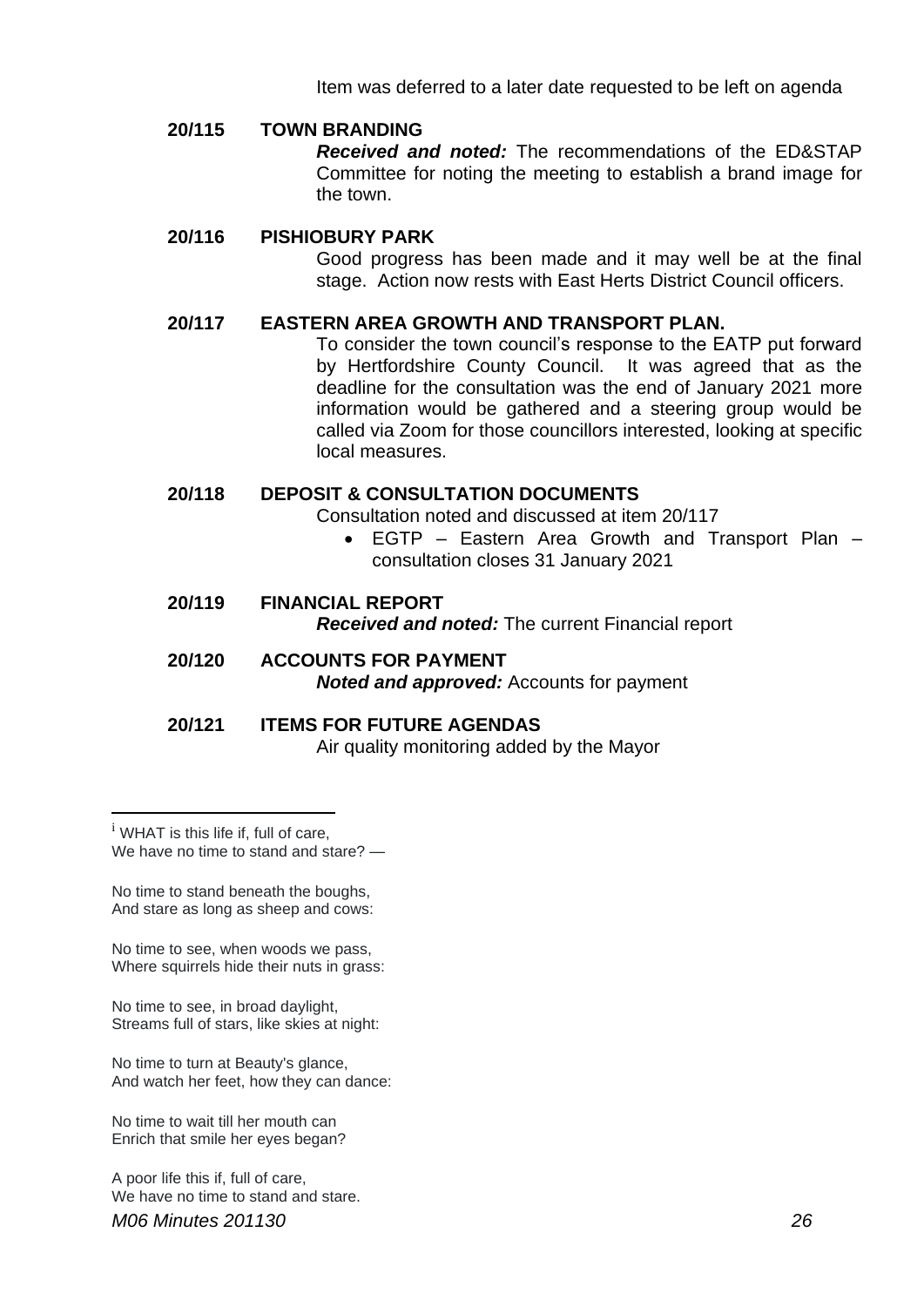Item was deferred to a later date requested to be left on agenda

**20/115 TOWN BRANDING**

***Received and noted:*** The recommendations of the ED&STAP Committee for noting the meeting to establish a brand image for the town.

**20/116 PISHIOBURY PARK**

Good progress has been made and it may well be at the final stage. Action now rests with East Herts District Council officers.

**20/117 EASTERN AREA GROWTH AND TRANSPORT PLAN.**

To consider the town council's response to the EATP put forward by Hertfordshire County Council. It was agreed that as the deadline for the consultation was the end of January 2021 more information would be gathered and a steering group would be called via Zoom for those councillors interested, looking at specific local measures.

**20/118 DEPOSIT & CONSULTATION DOCUMENTS**

Consultation noted and discussed at item 20/117

- EGTP – Eastern Area Growth and Transport Plan – consultation closes 31 January 2021

**20/119 FINANCIAL REPORT**

***Received and noted:*** The current Financial report

**20/120 ACCOUNTS FOR PAYMENT**

***Noted and approved:*** Accounts for payment

**20/121 ITEMS FOR FUTURE AGENDAS**

Air quality monitoring added by the Mayor

---

[i] WHAT is this life if, full of care,
We have no time to stand and stare? —

No time to stand beneath the boughs,
And stare as long as sheep and cows:

No time to see, when woods we pass,
Where squirrels hide their nuts in grass:

No time to see, in broad daylight,
Streams full of stars, like skies at night:

No time to turn at Beauty's glance,
And watch her feet, how they can dance:

No time to wait till her mouth can
Enrich that smile her eyes began?

A poor life this if, full of care,
We have no time to stand and stare.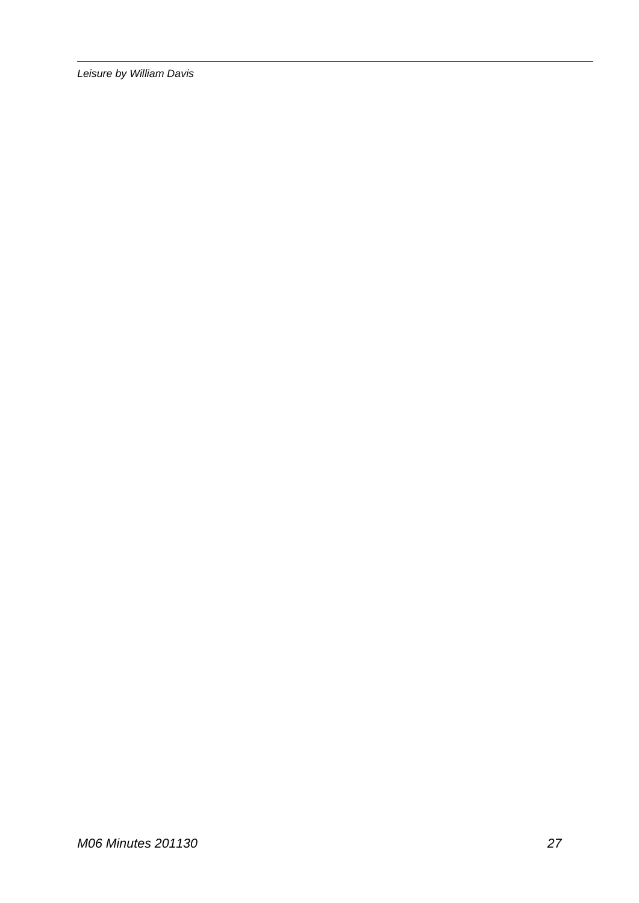*Leisure by William Davis*